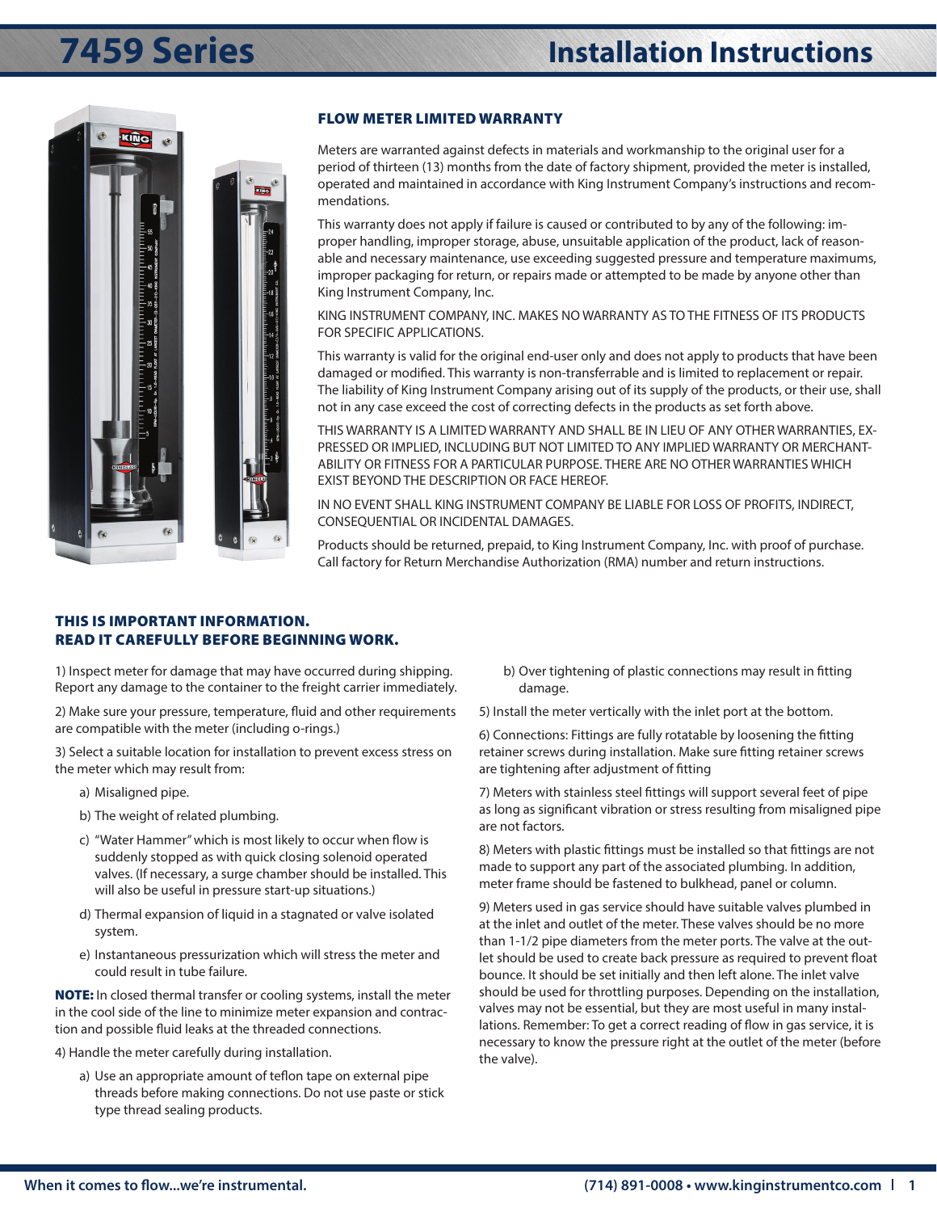# 7459 Series

# Installation Instructions

## FLOW METER LIMITED WARRANTY

Meters are warranted against defects in materials and workmanship to the original user for a period of thirteen (13) months from the date of factory shipment, provided the meter is installed, operated and maintained in accordance with King Instrument Company's instructions and recommendations.

This warranty does not apply if failure is caused or contributed to by any of the following: improper handling, improper storage, abuse, unsuitable application of the product, lack of reasonable and necessary maintenance, use exceeding suggested pressure and temperature maximums, improper packaging for return, or repairs made or attempted to be made by anyone other than King Instrument Company, Inc.

KING INSTRUMENT COMPANY, INC. MAKES NO WARRANTY AS TO THE FITNESS OF ITS PRODUCTS FOR SPECIFIC APPLICATIONS.

This warranty is valid for the original end-user only and does not apply to products that have been damaged or modified. This warranty is non-transferrable and is limited to replacement or repair. The liability of King Instrument Company arising out of its supply of the products, or their use, shall not in any case exceed the cost of correcting defects in the products as set forth above.

THIS WARRANTY IS A LIMITED WARRANTY AND SHALL BE IN LIEU OF ANY OTHER WARRANTIES, EXPRESSED OR IMPLIED, INCLUDING BUT NOT LIMITED TO ANY IMPLIED WARRANTY OR MERCHANTABILITY OR FITNESS FOR A PARTICULAR PURPOSE. THERE ARE NO OTHER WARRANTIES WHICH EXIST BEYOND THE DESCRIPTION OR FACE HEREOF.

IN NO EVENT SHALL KING INSTRUMENT COMPANY BE LIABLE FOR LOSS OF PROFITS, INDIRECT, CONSEQUENTIAL OR INCIDENTAL DAMAGES.

Products should be returned, prepaid, to King Instrument Company, Inc. with proof of purchase. Call factory for Return Merchandise Authorization (RMA) number and return instructions.

## THIS IS IMPORTANT INFORMATION. READ IT CAREFULLY BEFORE BEGINNING WORK.

1) Inspect meter for damage that may have occurred during shipping. Report any damage to the container to the freight carrier immediately.

2) Make sure your pressure, temperature, fluid and other requirements are compatible with the meter (including o-rings.)

3) Select a suitable location for installation to prevent excess stress on the meter which may result from:

- a) Misaligned pipe.
- b) The weight of related plumbing.
- c) "Water Hammer" which is most likely to occur when flow is suddenly stopped as with quick closing solenoid operated valves. (If necessary, a surge chamber should be installed. This will also be useful in pressure start-up situations.)
- d) Thermal expansion of liquid in a stagnated or valve isolated system.
- e) Instantaneous pressurization which will stress the meter and could result in tube failure.

**NOTE:** In closed thermal transfer or cooling systems, install the meter in the cool side of the line to minimize meter expansion and contraction and possible fluid leaks at the threaded connections.

4) Handle the meter carefully during installation.

- a) Use an appropriate amount of teflon tape on external pipe threads before making connections. Do not use paste or stick type thread sealing products.
- b) Over tightening of plastic connections may result in fitting damage.

5) Install the meter vertically with the inlet port at the bottom.

6) Connections: Fittings are fully rotatable by loosening the fitting retainer screws during installation. Make sure fitting retainer screws are tightening after adjustment of fitting

7) Meters with stainless steel fittings will support several feet of pipe as long as significant vibration or stress resulting from misaligned pipe are not factors.

8) Meters with plastic fittings must be installed so that fittings are not made to support any part of the associated plumbing. In addition, meter frame should be fastened to bulkhead, panel or column.

9) Meters used in gas service should have suitable valves plumbed in at the inlet and outlet of the meter. These valves should be no more than 1-1/2 pipe diameters from the meter ports. The valve at the outlet should be used to create back pressure as required to prevent float bounce. It should be set initially and then left alone. The inlet valve should be used for throttling purposes. Depending on the installation, valves may not be essential, but they are most useful in many installations. Remember: To get a correct reading of flow in gas service, it is necessary to know the pressure right at the outlet of the meter (before the valve).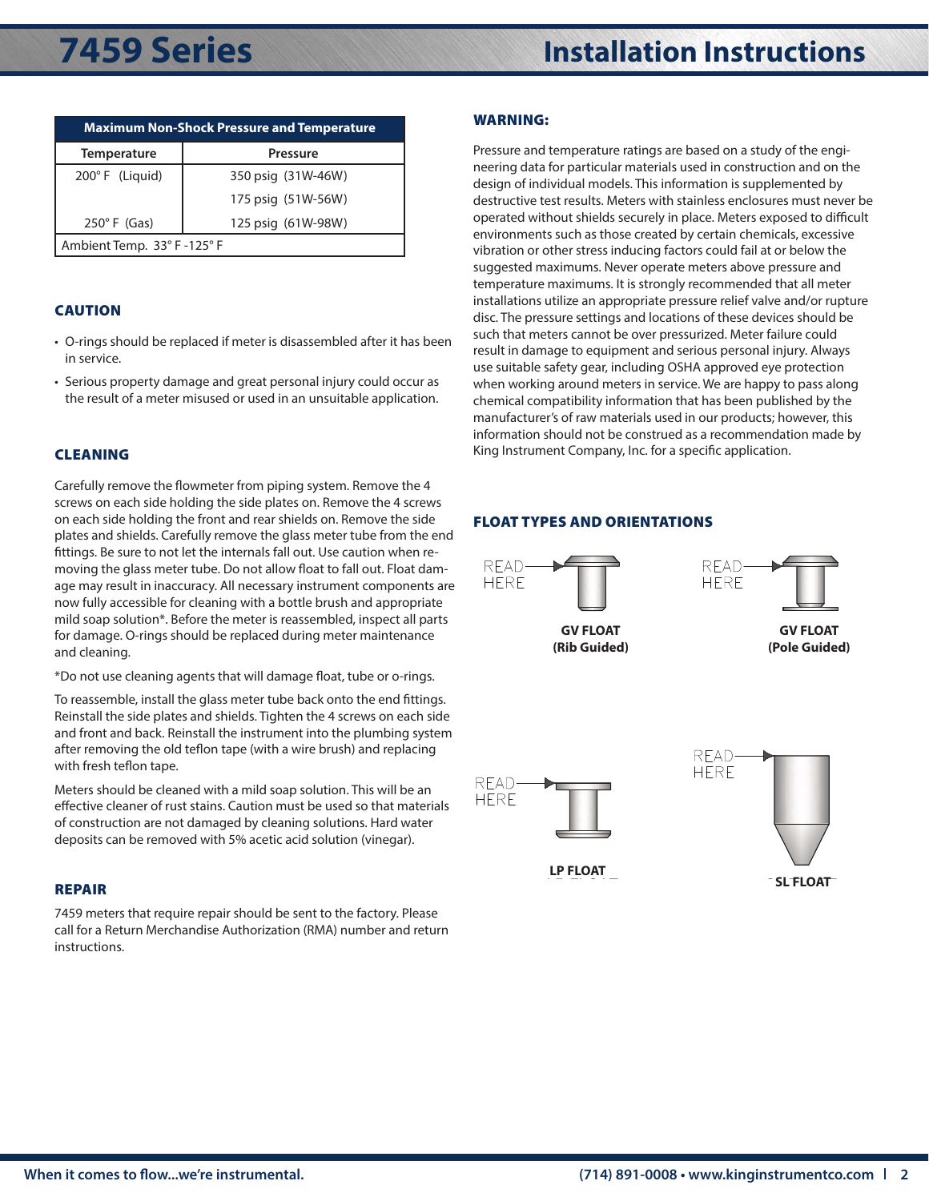| Maximum Non-Shock Pressure and Temperature | |
|---|---|
| Temperature | Pressure |
| 200° F (Liquid) | 350 psig (31W-46W) |
| | 175 psig (51W-56W) |
| 250° F (Gas) | 125 psig (61W-98W) |
| Ambient Temp. 33° F -125° F | |

## CAUTION

- O-rings should be replaced if meter is disassembled after it has been in service.
- Serious property damage and great personal injury could occur as the result of a meter misused or used in an unsuitable application.

## CLEANING

Carefully remove the flowmeter from piping system. Remove the 4 screws on each side holding the side plates on. Remove the 4 screws on each side holding the front and rear shields on. Remove the side plates and shields. Carefully remove the glass meter tube from the end fittings. Be sure to not let the internals fall out. Use caution when removing the glass meter tube. Do not allow float to fall out. Float damage may result in inaccuracy. All necessary instrument components are now fully accessible for cleaning with a bottle brush and appropriate mild soap solution*. Before the meter is reassembled, inspect all parts for damage. O-rings should be replaced during meter maintenance and cleaning.

*Do not use cleaning agents that will damage float, tube or o-rings.

To reassemble, install the glass meter tube back onto the end fittings. Reinstall the side plates and shields. Tighten the 4 screws on each side and front and back. Reinstall the instrument into the plumbing system after removing the old teflon tape (with a wire brush) and replacing with fresh teflon tape.

Meters should be cleaned with a mild soap solution. This will be an effective cleaner of rust stains. Caution must be used so that materials of construction are not damaged by cleaning solutions. Hard water deposits can be removed with 5% acetic acid solution (vinegar).

## REPAIR

7459 meters that require repair should be sent to the factory. Please call for a Return Merchandise Authorization (RMA) number and return instructions.

## WARNING:

Pressure and temperature ratings are based on a study of the engineering data for particular materials used in construction and on the design of individual models. This information is supplemented by destructive test results. Meters with stainless enclosures must never be operated without shields securely in place. Meters exposed to difficult environments such as those created by certain chemicals, excessive vibration or other stress inducing factors could fail at or below the suggested maximums. Never operate meters above pressure and temperature maximums. It is strongly recommended that all meter installations utilize an appropriate pressure relief valve and/or rupture disc. The pressure settings and locations of these devices should be such that meters cannot be over pressurized. Meter failure could result in damage to equipment and serious personal injury. Always use suitable safety gear, including OSHA approved eye protection when working around meters in service. We are happy to pass along chemical compatibility information that has been published by the manufacturer's of raw materials used in our products; however, this information should not be construed as a recommendation made by King Instrument Company, Inc. for a specific application.

## FLOAT TYPES AND ORIENTATIONS

READ HERE

**GV FLOAT (Rib Guided)**

READ HERE

**GV FLOAT (Pole Guided)**

READ HERE

**LP FLOAT**

READ HERE

**SL FLOAT**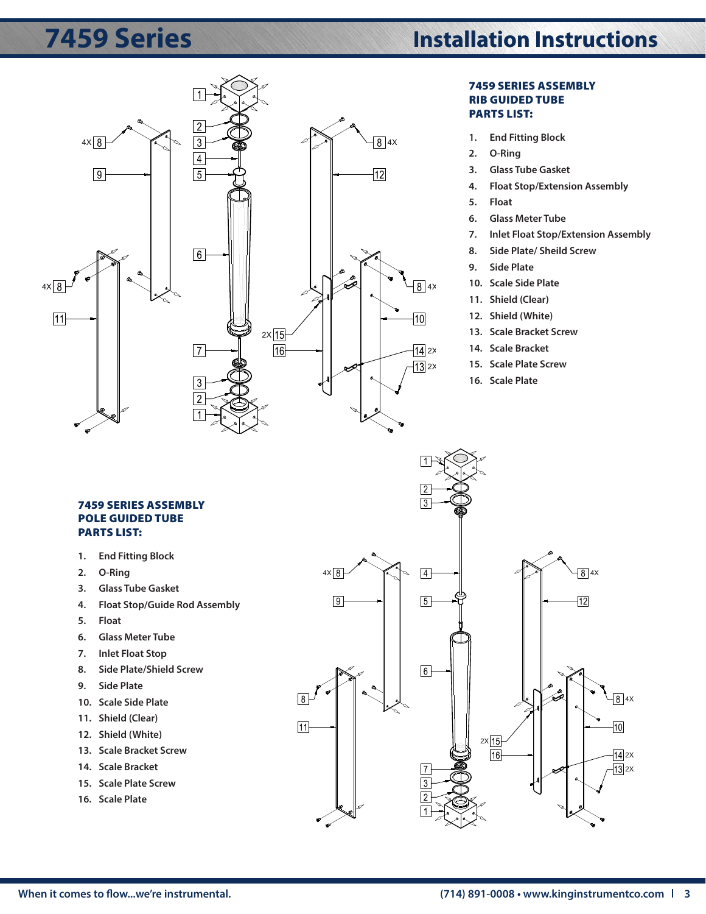## 7459 SERIES ASSEMBLY RIB GUIDED TUBE PARTS LIST:

1. End Fitting Block
2. O-Ring
3. Glass Tube Gasket
4. Float Stop/Extension Assembly
5. Float
6. Glass Meter Tube
7. Inlet Float Stop/Extension Assembly
8. Side Plate/ Sheild Screw
9. Side Plate
10. Scale Side Plate
11. Shield (Clear)
12. Shield (White)
13. Scale Bracket Screw
14. Scale Bracket
15. Scale Plate Screw
16. Scale Plate

## 7459 SERIES ASSEMBLY POLE GUIDED TUBE PARTS LIST:

1. End Fitting Block
2. O-Ring
3. Glass Tube Gasket
4. Float Stop/Guide Rod Assembly
5. Float
6. Glass Meter Tube
7. Inlet Float Stop
8. Side Plate/Shield Screw
9. Side Plate
10. Scale Side Plate
11. Shield (Clear)
12. Shield (White)
13. Scale Bracket Screw
14. Scale Bracket
15. Scale Plate Screw
16. Scale Plate